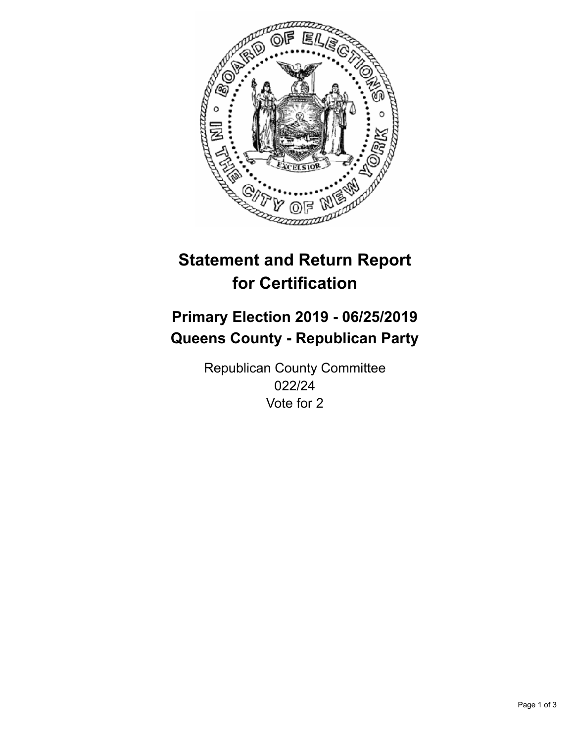# Statement and Return Report for Certification

## Primary Election 2019 - 06/25/2019
## Queens County - Republican Party

Republican County Committee
022/24
Vote for 2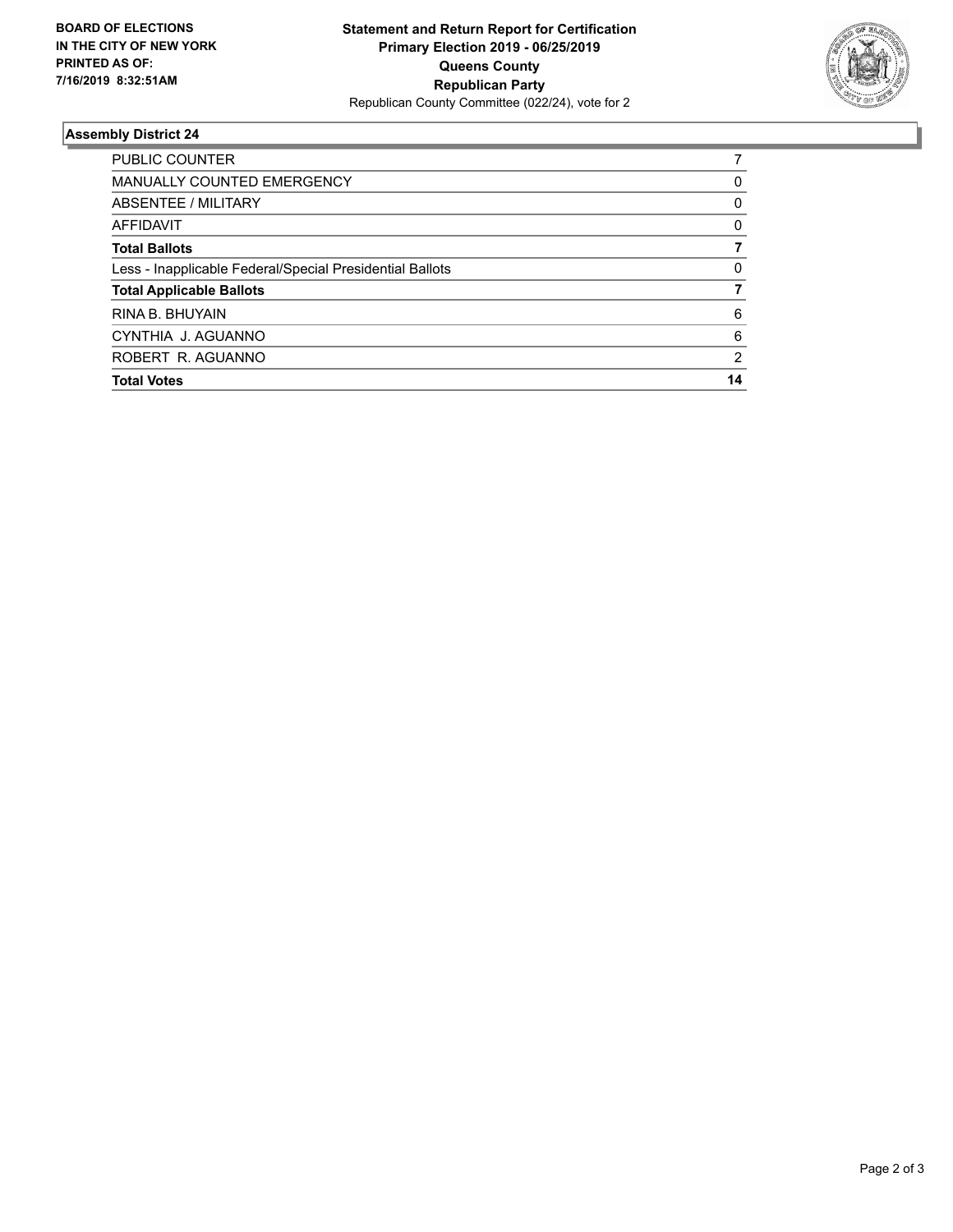**BOARD OF ELECTIONS IN THE CITY OF NEW YORK PRINTED AS OF: 7/16/2019 8:32:51AM**

**Statement and Return Report for Certification Primary Election 2019 - 06/25/2019 Queens County Republican Party**

Republican County Committee (022/24), vote for 2

### Assembly District 24

| | |
|---|---|
| PUBLIC COUNTER | 7 |
| MANUALLY COUNTED EMERGENCY | 0 |
| ABSENTEE / MILITARY | 0 |
| AFFIDAVIT | 0 |
| **Total Ballots** | **7** |
| Less - Inapplicable Federal/Special Presidential Ballots | 0 |
| **Total Applicable Ballots** | **7** |
| RINA B. BHUYAIN | 6 |
| CYNTHIA J. AGUANNO | 6 |
| ROBERT R. AGUANNO | 2 |
| **Total Votes** | **14** |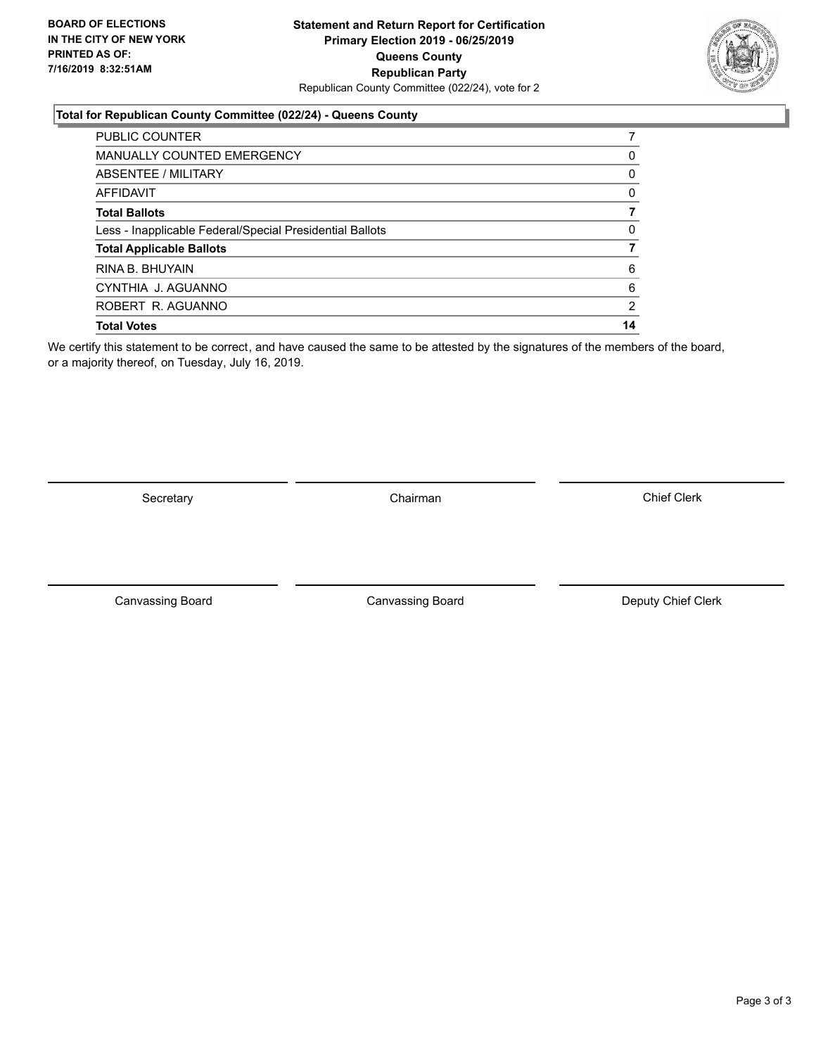**BOARD OF ELECTIONS IN THE CITY OF NEW YORK PRINTED AS OF: 7/16/2019 8:32:51AM**

**Statement and Return Report for Certification**
**Primary Election 2019 - 06/25/2019**
**Queens County**
**Republican Party**
Republican County Committee (022/24), vote for 2

**Total for Republican County Committee (022/24) - Queens County**

| | |
|---|---|
| PUBLIC COUNTER | 7 |
| MANUALLY COUNTED EMERGENCY | 0 |
| ABSENTEE / MILITARY | 0 |
| AFFIDAVIT | 0 |
| **Total Ballots** | **7** |
| Less - Inapplicable Federal/Special Presidential Ballots | 0 |
| **Total Applicable Ballots** | **7** |
| RINA B. BHUYAIN | 6 |
| CYNTHIA J. AGUANNO | 6 |
| ROBERT R. AGUANNO | 2 |
| **Total Votes** | **14** |

We certify this statement to be correct, and have caused the same to be attested by the signatures of the members of the board, or a majority thereof, on Tuesday, July 16, 2019.

Secretary

Chairman

Chief Clerk

Canvassing Board

Canvassing Board

Deputy Chief Clerk